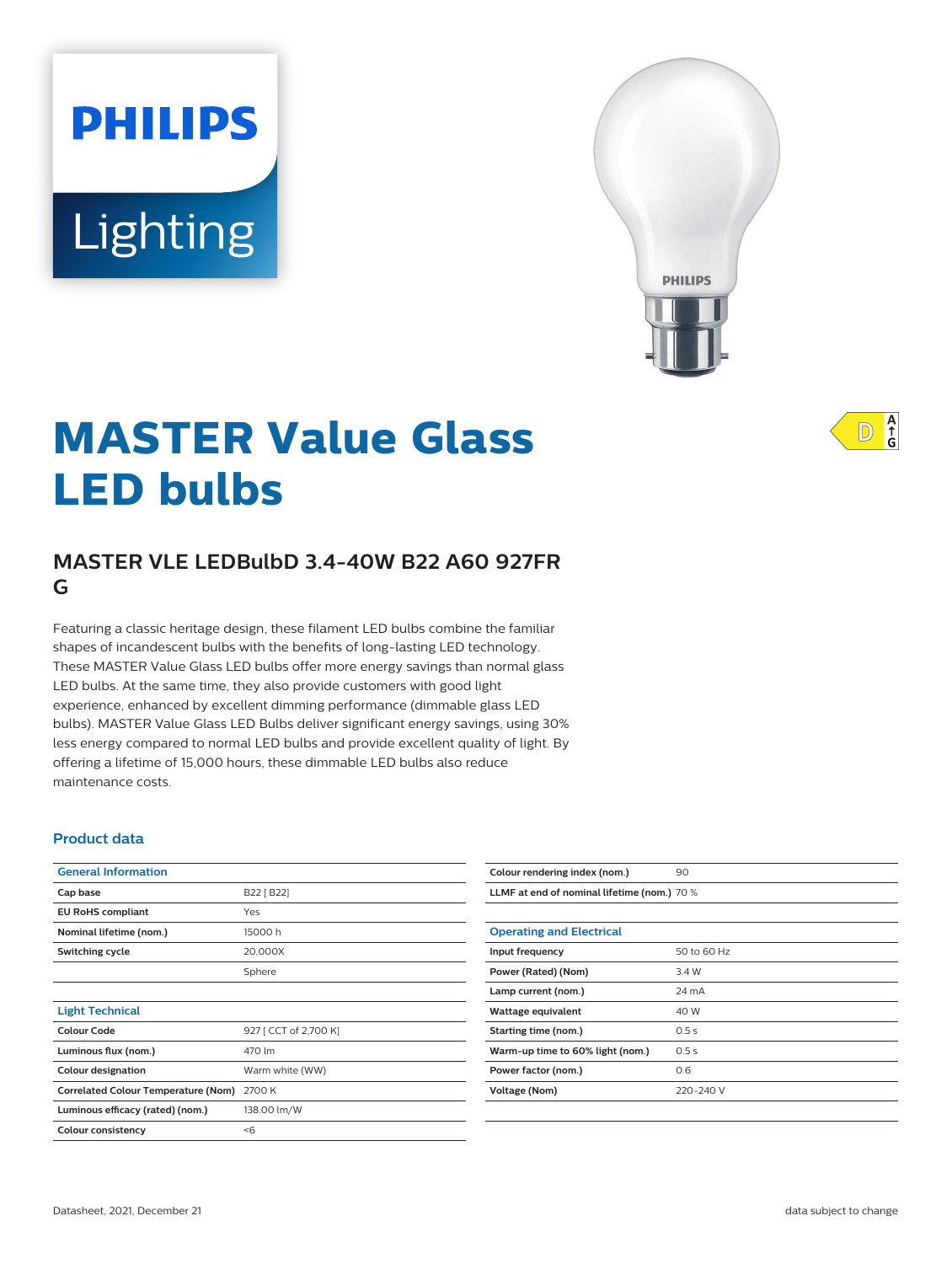PHILIPS

Lighting

# MASTER Value Glass LED bulbs

D A↑G

## MASTER VLE LEDBulbD 3.4-40W B22 A60 927FR G

Featuring a classic heritage design, these filament LED bulbs combine the familiar shapes of incandescent bulbs with the benefits of long-lasting LED technology. These MASTER Value Glass LED bulbs offer more energy savings than normal glass LED bulbs. At the same time, they also provide customers with good light experience, enhanced by excellent dimming performance (dimmable glass LED bulbs). MASTER Value Glass LED Bulbs deliver significant energy savings, using 30% less energy compared to normal LED bulbs and provide excellent quality of light. By offering a lifetime of 15,000 hours, these dimmable LED bulbs also reduce maintenance costs.

### Product data

| General Information | |
|---|---|
| Cap base | B22 [ B22] |
| EU RoHS compliant | Yes |
| Nominal lifetime (nom.) | 15000 h |
| Switching cycle | 20,000X |
| | Sphere |

| Light Technical | |
|---|---|
| Colour Code | 927 [ CCT of 2,700 K] |
| Luminous flux (nom.) | 470 lm |
| Colour designation | Warm white (WW) |
| Correlated Colour Temperature (Nom) | 2700 K |
| Luminous efficacy (rated) (nom.) | 138.00 lm/W |
| Colour consistency | <6 |
| Colour rendering index (nom.) | 90 |
| LLMF at end of nominal lifetime (nom.) | 70 % |

| Operating and Electrical | |
|---|---|
| Input frequency | 50 to 60 Hz |
| Power (Rated) (Nom) | 3.4 W |
| Lamp current (nom.) | 24 mA |
| Wattage equivalent | 40 W |
| Starting time (nom.) | 0.5 s |
| Warm-up time to 60% light (nom.) | 0.5 s |
| Power factor (nom.) | 0.6 |
| Voltage (Nom) | 220-240 V |

Datasheet, 2021, December 21 data subject to change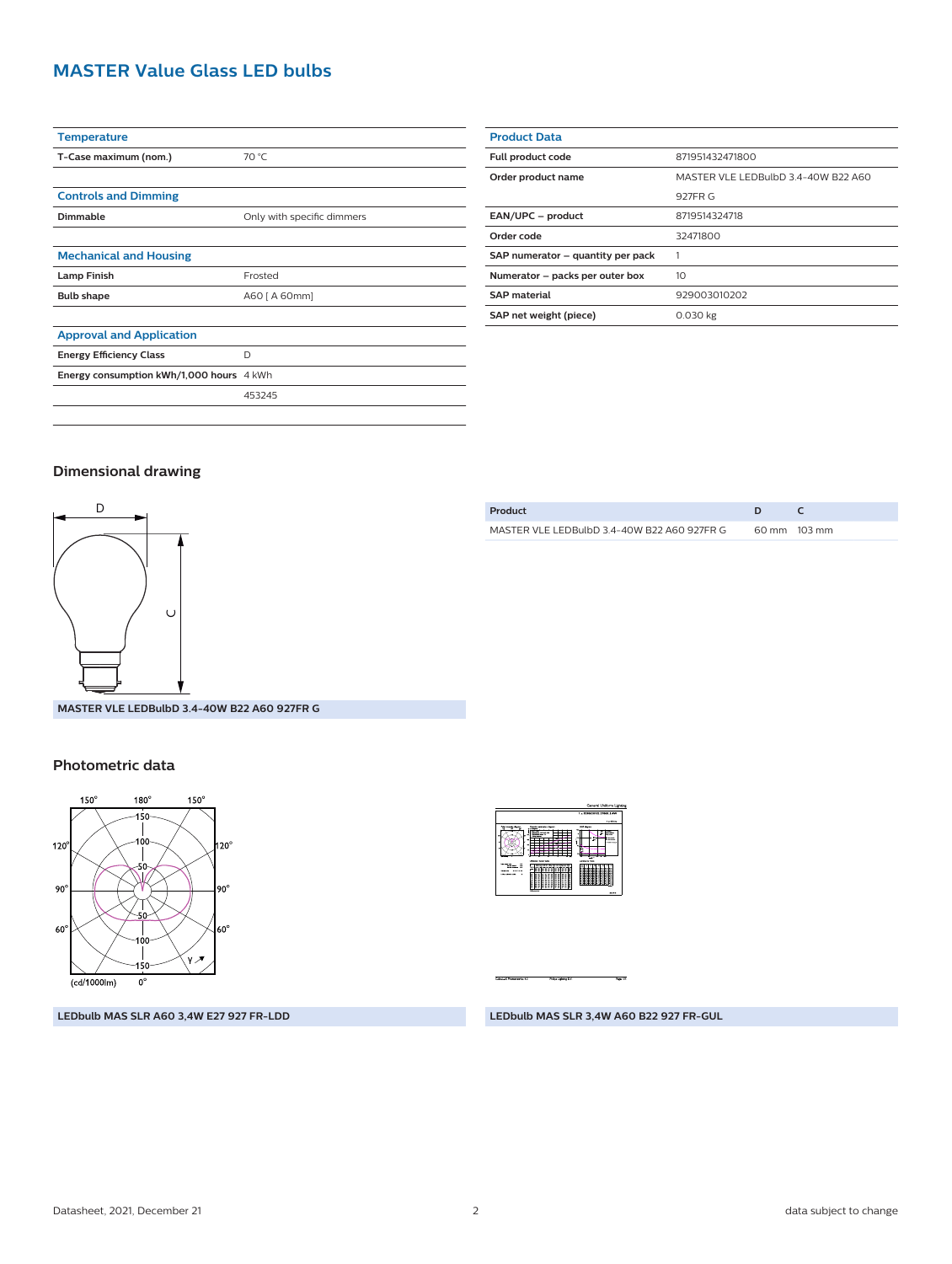# MASTER Value Glass LED bulbs

| Temperature | |
|---|---|
| T-Case maximum (nom.) | 70 °C |

| Controls and Dimming | |
|---|---|
| Dimmable | Only with specific dimmers |

| Mechanical and Housing | |
|---|---|
| Lamp Finish | Frosted |
| Bulb shape | A60 [ A 60mm] |

| Approval and Application | |
|---|---|
| Energy Efficiency Class | D |
| Energy consumption kWh/1,000 hours | 4 kWh |
| | 453245 |

| Product Data | |
|---|---|
| Full product code | 871951432471800 |
| Order product name | MASTER VLE LEDBulbD 3.4-40W B22 A60 927FR G |
| EAN/UPC – product | 8719514324718 |
| Order code | 32471800 |
| SAP numerator – quantity per pack | 1 |
| Numerator – packs per outer box | 10 |
| SAP material | 929003010202 |
| SAP net weight (piece) | 0.030 kg |

## Dimensional drawing

MASTER VLE LEDBulbD 3.4-40W B22 A60 927FR G

| Product | D | C |
|---|---|---|
| MASTER VLE LEDBulbD 3.4-40W B22 A60 927FR G | 60 mm | 103 mm |

## Photometric data

LEDbulb MAS SLR A60 3,4W E27 927 FR-LDD

LEDbulb MAS SLR 3,4W A60 B22 927 FR-GUL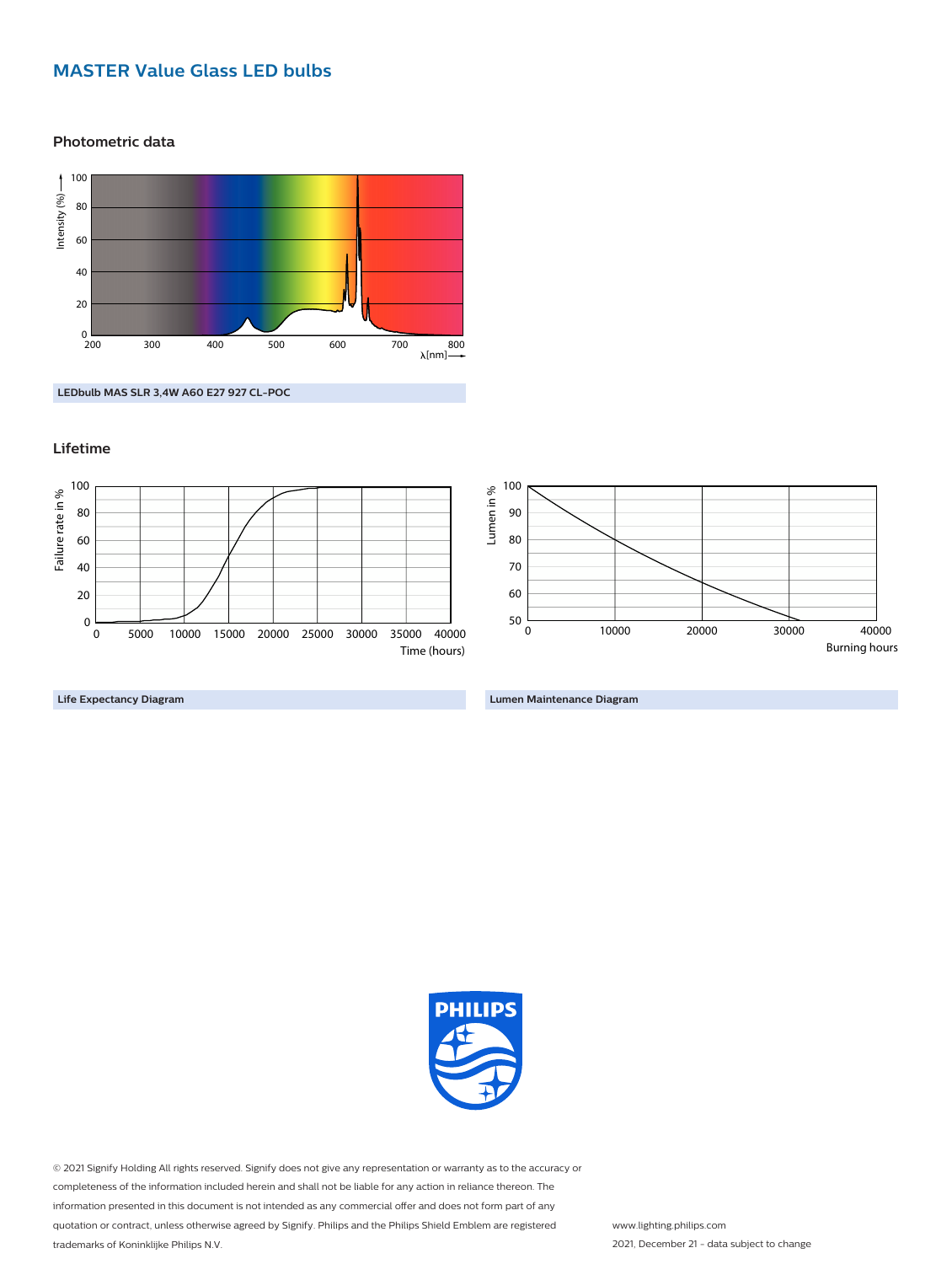## MASTER Value Glass LED bulbs

### Photometric data

Intensity (%)
100
80
60
40
20
0
200
300
400
500
600
700
800
λ[nm]

**LEDbulb MAS SLR 3,4W A60 E27 927 CL-POC**

### Lifetime

Failure rate in %
100
80
60
40
20
0
0
5000
10000
15000
20000
25000
30000
35000
40000
Time (hours)

**Life Expectancy Diagram**

Lumen in %
100
90
80
70
60
50
0
10000
20000
30000
40000
Burning hours

**Lumen Maintenance Diagram**

© 2021 Signify Holding All rights reserved. Signify does not give any representation or warranty as to the accuracy or completeness of the information included herein and shall not be liable for any action in reliance thereon. The information presented in this document is not intended as any commercial offer and does not form part of any quotation or contract, unless otherwise agreed by Signify. Philips and the Philips Shield Emblem are registered trademarks of Koninklijke Philips N.V.

www.lighting.philips.com

2021, December 21 - data subject to change